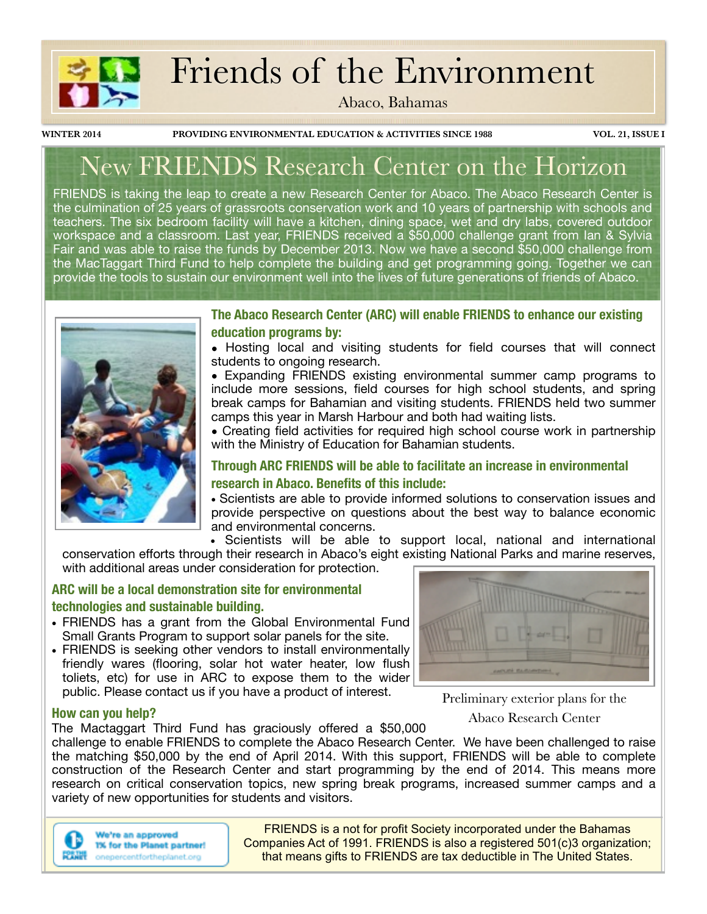# Friends of the Environment

Abaco, Bahamas

WINTER 2014 PROVIDING ENVIRONMENTAL EDUCATION & ACTIVITIES SINCE 1988 VOL. 21, ISSUE I

## New FRIENDS Research Center on the Horizon

FRIENDS is taking the leap to create a new Research Center for Abaco. The Abaco Research Center is the culmination of 25 years of grassroots conservation work and 10 years of partnership with schools and teachers. The six bedroom facility will have a kitchen, dining space, wet and dry labs, covered outdoor workspace and a classroom. Last year, FRIENDS received a $50,000 challenge grant from Ian & Sylvia Fair and was able to raise the funds by December 2013. Now we have a second $50,000 challenge from the MacTaggart Third Fund to help complete the building and get programming going. Together we can provide the tools to sustain our environment well into the lives of future generations of friends of Abaco.

### The Abaco Research Center (ARC) will enable FRIENDS to enhance our existing education programs by:

- Hosting local and visiting students for field courses that will connect students to ongoing research.
- Expanding FRIENDS existing environmental summer camp programs to include more sessions, field courses for high school students, and spring break camps for Bahamian and visiting students. FRIENDS held two summer camps this year in Marsh Harbour and both had waiting lists.
- Creating field activities for required high school course work in partnership with the Ministry of Education for Bahamian students.

### Through ARC FRIENDS will be able to facilitate an increase in environmental research in Abaco. Benefits of this include:

- Scientists are able to provide informed solutions to conservation issues and provide perspective on questions about the best way to balance economic and environmental concerns.
- Scientists will be able to support local, national and international conservation efforts through their research in Abaco's eight existing National Parks and marine reserves, with additional areas under consideration for protection.

### ARC will be a local demonstration site for environmental technologies and sustainable building.

- FRIENDS has a grant from the Global Environmental Fund Small Grants Program to support solar panels for the site.
- FRIENDS is seeking other vendors to install environmentally friendly wares (flooring, solar hot water heater, low flush toliets, etc) for use in ARC to expose them to the wider public. Please contact us if you have a product of interest.

Preliminary exterior plans for the Abaco Research Center

### How can you help?

The Mactaggart Third Fund has graciously offered a $50,000 challenge to enable FRIENDS to complete the Abaco Research Center. We have been challenged to raise the matching $50,000 by the end of April 2014. With this support, FRIENDS will be able to complete construction of the Research Center and start programming by the end of 2014. This means more research on critical conservation topics, new spring break programs, increased summer camps and a variety of new opportunities for students and visitors.

We're an approved 1% for the Planet partner! onepercentfortheplanet.org

FRIENDS is a not for profit Society incorporated under the Bahamas Companies Act of 1991. FRIENDS is also a registered 501(c)3 organization; that means gifts to FRIENDS are tax deductible in The United States.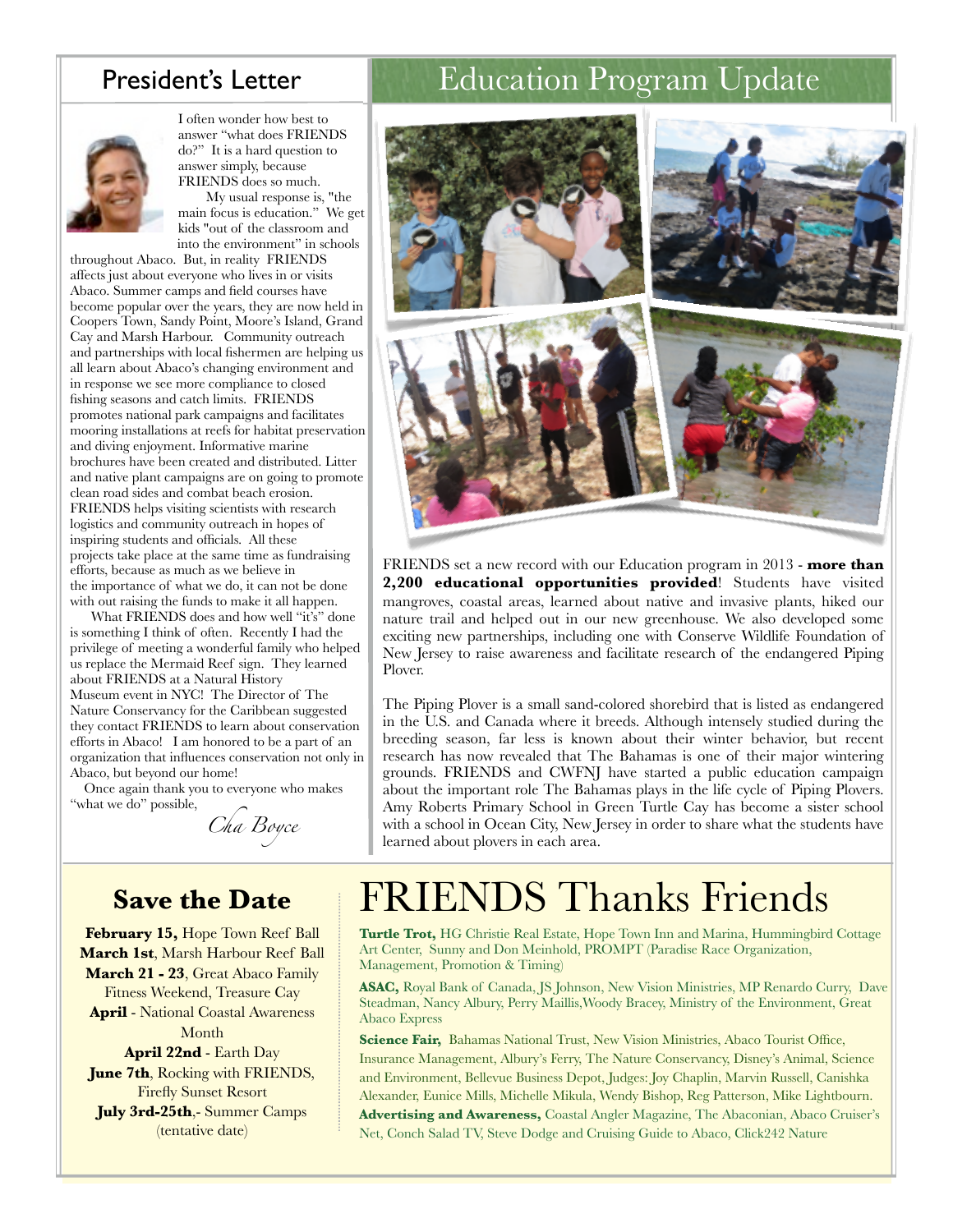## President's Letter

I often wonder how best to answer "what does FRIENDS do?" It is a hard question to answer simply, because FRIENDS does so much.

My usual response is, "the main focus is education." We get kids "out of the classroom and into the environment" in schools throughout Abaco. But, in reality FRIENDS affects just about everyone who lives in or visits Abaco. Summer camps and field courses have become popular over the years, they are now held in Coopers Town, Sandy Point, Moore's Island, Grand Cay and Marsh Harbour. Community outreach and partnerships with local fishermen are helping us all learn about Abaco's changing environment and in response we see more compliance to closed fishing seasons and catch limits. FRIENDS promotes national park campaigns and facilitates mooring installations at reefs for habitat preservation and diving enjoyment. Informative marine brochures have been created and distributed. Litter and native plant campaigns are on going to promote clean road sides and combat beach erosion. FRIENDS helps visiting scientists with research logistics and community outreach in hopes of inspiring students and officials. All these projects take place at the same time as fundraising efforts, because as much as we believe in the importance of what we do, it can not be done with out raising the funds to make it all happen.

What FRIENDS does and how well "it's" done is something I think of often. Recently I had the privilege of meeting a wonderful family who helped us replace the Mermaid Reef sign. They learned about FRIENDS at a Natural History Museum event in NYC! The Director of The Nature Conservancy for the Caribbean suggested they contact FRIENDS to learn about conservation efforts in Abaco! I am honored to be a part of an organization that influences conservation not only in Abaco, but beyond our home!

Once again thank you to everyone who makes "what we do" possible,

*Cha Boyce*

# Education Program Update

FRIENDS set a new record with our Education program in 2013 - **more than 2,200 educational opportunities provided**! Students have visited mangroves, coastal areas, learned about native and invasive plants, hiked our nature trail and helped out in our new greenhouse. We also developed some exciting new partnerships, including one with Conserve Wildlife Foundation of New Jersey to raise awareness and facilitate research of the endangered Piping Plover.

The Piping Plover is a small sand-colored shorebird that is listed as endangered in the U.S. and Canada where it breeds. Although intensely studied during the breeding season, far less is known about their winter behavior, but recent research has now revealed that The Bahamas is one of their major wintering grounds. FRIENDS and CWFNJ have started a public education campaign about the important role The Bahamas plays in the life cycle of Piping Plovers. Amy Roberts Primary School in Green Turtle Cay has become a sister school with a school in Ocean City, New Jersey in order to share what the students have learned about plovers in each area.

## Save the Date

**February 15,** Hope Town Reef Ball
**March 1st**, Marsh Harbour Reef Ball
**March 21 - 23**, Great Abaco Family Fitness Weekend, Treasure Cay
**April** - National Coastal Awareness Month
**April 22nd** - Earth Day
**June 7th**, Rocking with FRIENDS, Firefly Sunset Resort
**July 3rd-25th**,- Summer Camps (tentative date)

# FRIENDS Thanks Friends

**Turtle Trot,** HG Christie Real Estate, Hope Town Inn and Marina, Hummingbird Cottage Art Center, Sunny and Don Meinhold, PROMPT (Paradise Race Organization, Management, Promotion & Timing)

**ASAC,** Royal Bank of Canada, JS Johnson, New Vision Ministries, MP Renardo Curry, Dave Steadman, Nancy Albury, Perry Maillis, Woody Bracey, Ministry of the Environment, Great Abaco Express

**Science Fair,** Bahamas National Trust, New Vision Ministries, Abaco Tourist Office, Insurance Management, Albury's Ferry, The Nature Conservancy, Disney's Animal, Science and Environment, Bellevue Business Depot, Judges: Joy Chaplin, Marvin Russell, Canishka Alexander, Eunice Mills, Michelle Mikula, Wendy Bishop, Reg Patterson, Mike Lightbourn.

**Advertising and Awareness,** Coastal Angler Magazine, The Abaconian, Abaco Cruiser's Net, Conch Salad TV, Steve Dodge and Cruising Guide to Abaco, Click242 Nature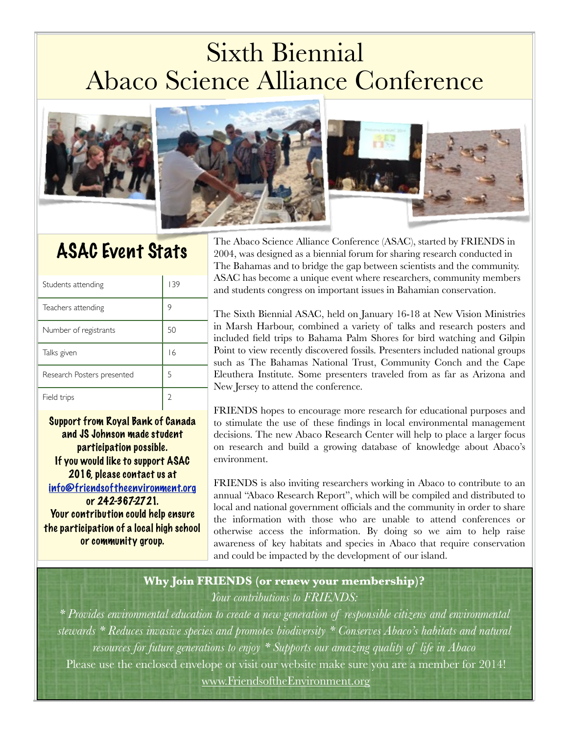# Sixth Biennial Abaco Science Alliance Conference

## ASAC Event Stats

| Stat | Count |
|---|---|
| Students attending | 139 |
| Teachers attending | 9 |
| Number of registrants | 50 |
| Talks given | 16 |
| Research Posters presented | 5 |
| Field trips | 2 |

**Support from Royal Bank of Canada and JS Johnson made student participation possible. If you would like to support ASAC 2016, please contact us at [info@friendsoftheenvironment.org](mailto:info@friendsoftheenvironment.org) or 242-367-2721. Your contribution could help ensure the participation of a local high school or community group.**

The Abaco Science Alliance Conference (ASAC), started by FRIENDS in 2004, was designed as a biennial forum for sharing research conducted in The Bahamas and to bridge the gap between scientists and the community. ASAC has become a unique event where researchers, community members and students congress on important issues in Bahamian conservation.

The Sixth Biennial ASAC, held on January 16-18 at New Vision Ministries in Marsh Harbour, combined a variety of talks and research posters and included field trips to Bahama Palm Shores for bird watching and Gilpin Point to view recently discovered fossils. Presenters included national groups such as The Bahamas National Trust, Community Conch and the Cape Eleuthera Institute. Some presenters traveled from as far as Arizona and New Jersey to attend the conference.

FRIENDS hopes to encourage more research for educational purposes and to stimulate the use of these findings in local environmental management decisions. The new Abaco Research Center will help to place a larger focus on research and build a growing database of knowledge about Abaco's environment.

FRIENDS is also inviting researchers working in Abaco to contribute to an annual "Abaco Research Report", which will be compiled and distributed to local and national government officials and the community in order to share the information with those who are unable to attend conferences or otherwise access the information. By doing so we aim to help raise awareness of key habitats and species in Abaco that require conservation and could be impacted by the development of our island.

**Why Join FRIENDS (or renew your membership)?**

*Your contributions to FRIENDS:*

*\* Provides environmental education to create a new generation of responsible citizens and environmental stewards \* Reduces invasive species and promotes biodiversity \* Conserves Abaco's habitats and natural resources for future generations to enjoy \* Supports our amazing quality of life in Abaco*

Please use the enclosed envelope or visit our website make sure you are a member for 2014!

[www.FriendsoftheEnvironment.org](http://www.FriendsoftheEnvironment.org)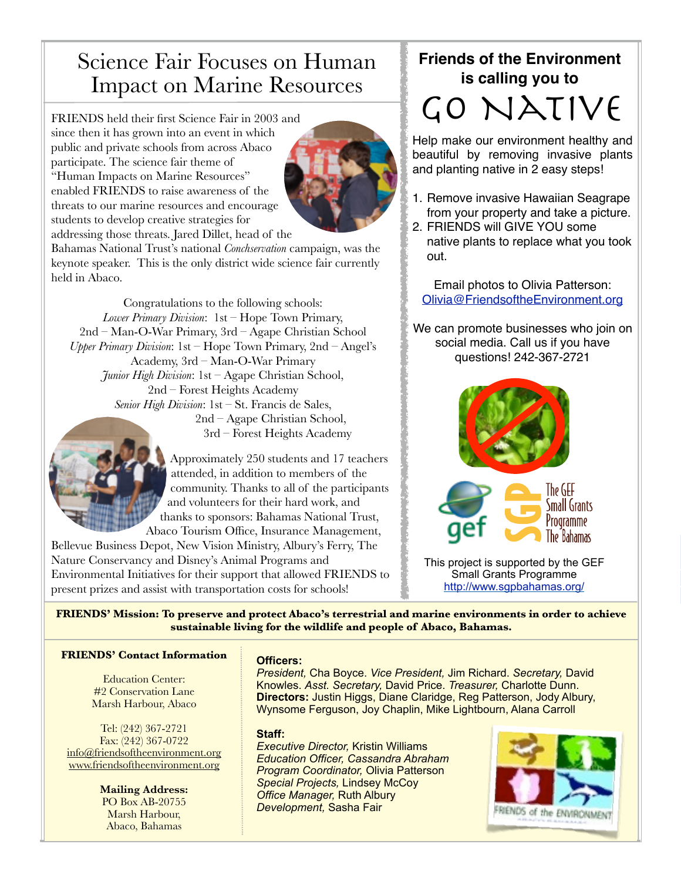# Science Fair Focuses on Human Impact on Marine Resources

FRIENDS held their first Science Fair in 2003 and since then it has grown into an event in which public and private schools from across Abaco participate. The science fair theme of "Human Impacts on Marine Resources" enabled FRIENDS to raise awareness of the threats to our marine resources and encourage students to develop creative strategies for addressing those threats. Jared Dillet, head of the Bahamas National Trust's national *Conchservation* campaign, was the keynote speaker. This is the only district wide science fair currently held in Abaco.

Congratulations to the following schools:
*Lower Primary Division*: 1st – Hope Town Primary, 2nd – Man-O-War Primary, 3rd – Agape Christian School
*Upper Primary Division*: 1st – Hope Town Primary, 2nd – Angel's Academy, 3rd – Man-O-War Primary
*Junior High Division*: 1st – Agape Christian School, 2nd – Forest Heights Academy
*Senior High Division*: 1st – St. Francis de Sales, 2nd – Agape Christian School, 3rd – Forest Heights Academy

Approximately 250 students and 17 teachers attended, in addition to members of the community. Thanks to all of the participants and volunteers for their hard work, and thanks to sponsors: Bahamas National Trust, Abaco Tourism Office, Insurance Management, Bellevue Business Depot, New Vision Ministry, Albury's Ferry, The Nature Conservancy and Disney's Animal Programs and Environmental Initiatives for their support that allowed FRIENDS to present prizes and assist with transportation costs for schools!

## Friends of the Environment is calling you to

# GO NATIVE

Help make our environment healthy and beautiful by removing invasive plants and planting native in 2 easy steps!

1. Remove invasive Hawaiian Seagrape from your property and take a picture.
2. FRIENDS will GIVE YOU some native plants to replace what you took out.

Email photos to Olivia Patterson:
Olivia@FriendsoftheEnvironment.org

We can promote businesses who join on social media. Call us if you have questions! 242-367-2721

gef

The GEF Small Grants Programme The Bahamas

This project is supported by the GEF Small Grants Programme
http://www.sgpbahamas.org/

**FRIENDS' Mission: To preserve and protect Abaco's terrestrial and marine environments in order to achieve sustainable living for the wildlife and people of Abaco, Bahamas.**

**FRIENDS' Contact Information**

Education Center:
#2 Conservation Lane
Marsh Harbour, Abaco

Tel: (242) 367-2721
Fax: (242) 367-0722
info@friendsoftheenvironment.org
www.friendsoftheenvironment.org

**Mailing Address:**
PO Box AB-20755
Marsh Harbour,
Abaco, Bahamas

**Officers:**
*President,* Cha Boyce. *Vice President,* Jim Richard. *Secretary,* David Knowles. *Asst. Secretary,* David Price. *Treasurer,* Charlotte Dunn.
**Directors:** Justin Higgs, Diane Claridge, Reg Patterson, Jody Albury, Wynsome Ferguson, Joy Chaplin, Mike Lightbourn, Alana Carroll

**Staff:**
*Executive Director,* Kristin Williams
*Education Officer, Cassandra Abraham*
*Program Coordinator,* Olivia Patterson
*Special Projects,* Lindsey McCoy
*Office Manager,* Ruth Albury
*Development,* Sasha Fair

FRIENDS of the ENVIRONMENT